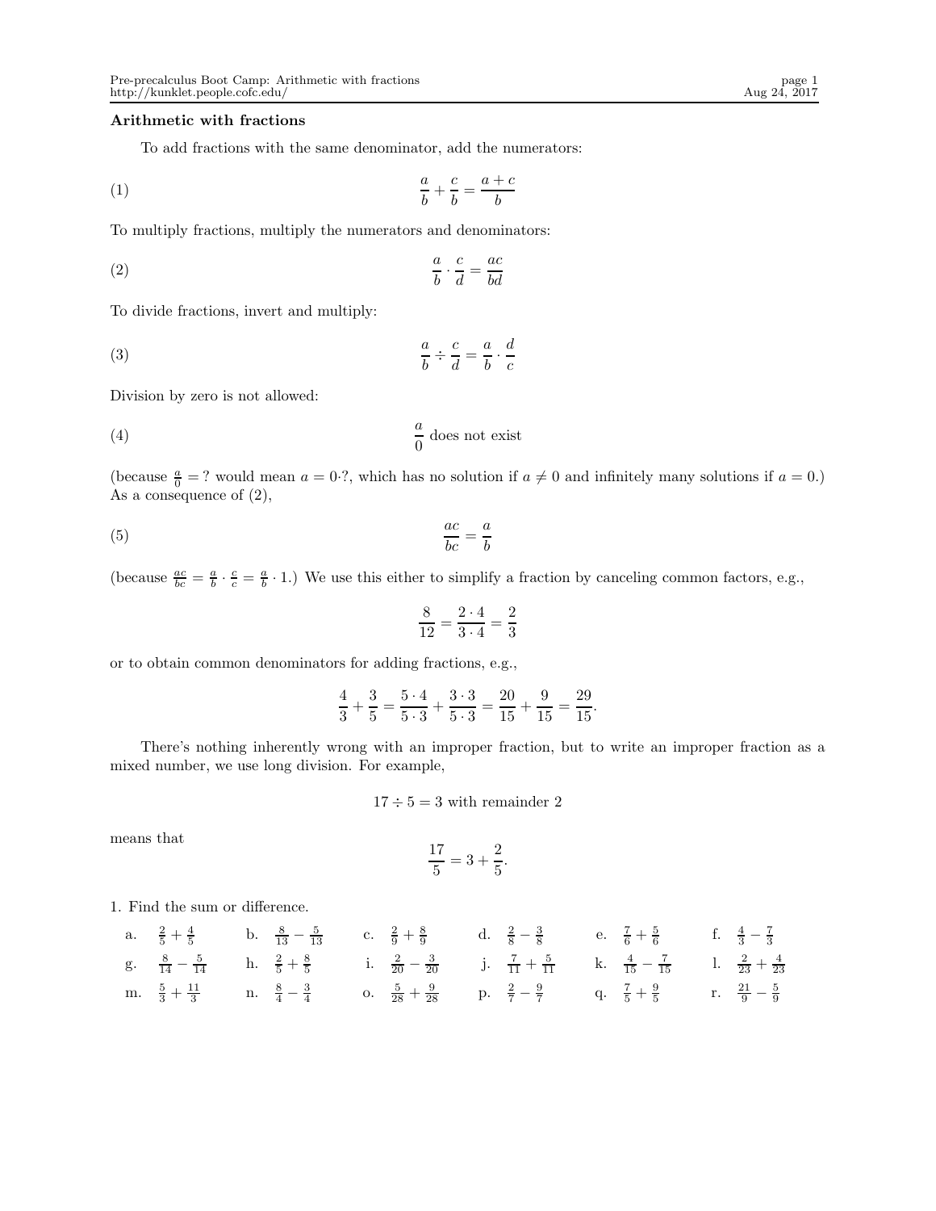**Arithmetic with fractions**

To add fractions with the same denominator, add the numerators:

$$\frac{a}{b} + \frac{c}{b} = \frac{a+c}{b} \tag{1}$$

To multiply fractions, multiply the numerators and denominators:

$$\frac{a}{b} \cdot \frac{c}{d} = \frac{ac}{bd} \tag{2}$$

To divide fractions, invert and multiply:

$$\frac{a}{b} \div \frac{c}{d} = \frac{a}{b} \cdot \frac{d}{c} \tag{3}$$

Division by zero is not allowed:

$$\frac{a}{0} \text{ does not exist} \tag{4}$$

(because $\frac{a}{0} = ?$ would mean $a = 0 \cdot ?$, which has no solution if $a \neq 0$ and infinitely many solutions if $a = 0$.) As a consequence of (2),

$$\frac{ac}{bc} = \frac{a}{b} \tag{5}$$

(because $\frac{ac}{bc} = \frac{a}{b} \cdot \frac{c}{c} = \frac{a}{b} \cdot 1$.) We use this either to simplify a fraction by canceling common factors, e.g.,

$$\frac{8}{12} = \frac{2 \cdot 4}{3 \cdot 4} = \frac{2}{3}$$

or to obtain common denominators for adding fractions, e.g.,

$$\frac{4}{3} + \frac{3}{5} = \frac{5 \cdot 4}{5 \cdot 3} + \frac{3 \cdot 3}{5 \cdot 3} = \frac{20}{15} + \frac{9}{15} = \frac{29}{15}.$$

There's nothing inherently wrong with an improper fraction, but to write an improper fraction as a mixed number, we use long division. For example,

$$17 \div 5 = 3 \text{ with remainder } 2$$

means that

$$\frac{17}{5} = 3 + \frac{2}{5}.$$

1. Find the sum or difference.

| | | | | | |
|---|---|---|---|---|---|
| a. $\frac{2}{5} + \frac{4}{5}$ | b. $\frac{8}{13} - \frac{5}{13}$ | c. $\frac{2}{9} + \frac{8}{9}$ | d. $\frac{2}{8} - \frac{3}{8}$ | e. $\frac{7}{6} + \frac{5}{6}$ | f. $\frac{4}{3} - \frac{7}{3}$ |
| g. $\frac{8}{14} - \frac{5}{14}$ | h. $\frac{2}{5} + \frac{8}{5}$ | i. $\frac{2}{20} - \frac{3}{20}$ | j. $\frac{7}{11} + \frac{5}{11}$ | k. $\frac{4}{15} - \frac{7}{15}$ | l. $\frac{2}{23} + \frac{4}{23}$ |
| m. $\frac{5}{3} + \frac{11}{3}$ | n. $\frac{8}{4} - \frac{3}{4}$ | o. $\frac{5}{28} + \frac{9}{28}$ | p. $\frac{2}{7} - \frac{9}{7}$ | q. $\frac{7}{5} + \frac{9}{5}$ | r. $\frac{21}{9} - \frac{5}{9}$ |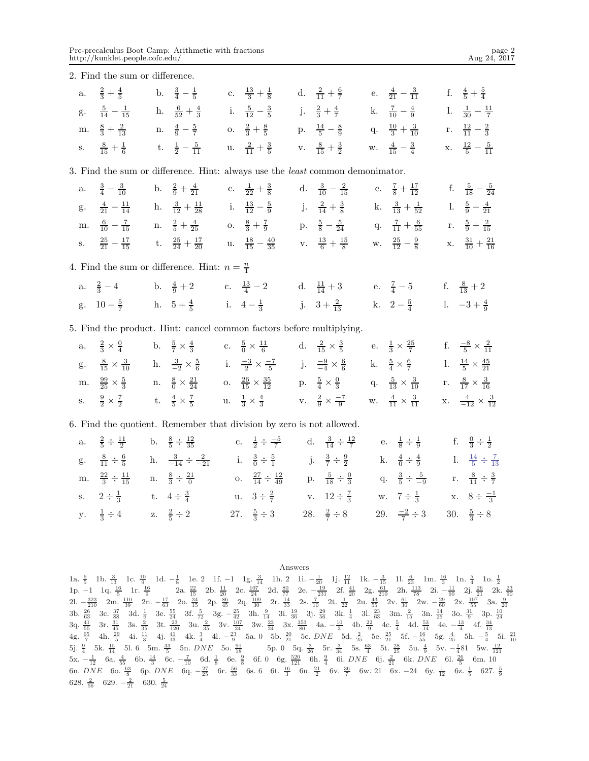2. Find the sum or difference.

a. $\frac{2}{3}+\frac{4}{5}$  b. $\frac{3}{4}-\frac{1}{5}$  c. $\frac{13}{3}+\frac{1}{8}$  d. $\frac{2}{11}+\frac{6}{7}$  e. $\frac{4}{21}-\frac{3}{11}$  f. $\frac{4}{5}+\frac{5}{4}$

g. $\frac{5}{14}-\frac{1}{15}$  h. $\frac{6}{52}+\frac{4}{3}$  i. $\frac{5}{12}-\frac{3}{5}$  j. $\frac{2}{3}+\frac{4}{7}$  k. $\frac{7}{10}-\frac{4}{9}$  l. $\frac{1}{30}-\frac{11}{7}$

m. $\frac{8}{3}+\frac{2}{13}$  n. $\frac{4}{9}-\frac{5}{7}$  o. $\frac{2}{3}+\frac{8}{5}$  p. $\frac{14}{5}-\frac{8}{9}$  q. $\frac{10}{3}+\frac{3}{10}$  r. $\frac{12}{11}-\frac{2}{3}$

s. $\frac{8}{15}+\frac{1}{6}$  t. $\frac{1}{2}-\frac{5}{11}$  u. $\frac{2}{11}+\frac{3}{5}$  v. $\frac{8}{15}+\frac{3}{2}$  w. $\frac{4}{15}-\frac{3}{4}$  x. $\frac{12}{5}-\frac{5}{11}$

3. Find the sum or difference. Hint: always use the *least* common demonimator.

a. $\frac{3}{4}-\frac{3}{10}$  b. $\frac{2}{9}+\frac{4}{21}$  c. $\frac{1}{22}+\frac{3}{8}$  d. $\frac{3}{10}-\frac{2}{15}$  e. $\frac{7}{8}+\frac{17}{12}$  f. $\frac{5}{18}-\frac{5}{24}$

g. $\frac{4}{21}-\frac{11}{14}$  h. $\frac{3}{12}+\frac{11}{28}$  i. $\frac{13}{12}-\frac{5}{9}$  j. $\frac{2}{14}+\frac{3}{8}$  k. $\frac{3}{13}+\frac{1}{52}$  l. $\frac{5}{9}-\frac{4}{21}$

m. $\frac{6}{10}-\frac{7}{15}$  n. $\frac{2}{5}+\frac{4}{25}$  o. $\frac{8}{3}+\frac{7}{9}$  p. $\frac{5}{8}-\frac{5}{24}$  q. $\frac{7}{11}+\frac{6}{55}$  r. $\frac{5}{9}+\frac{2}{15}$

s. $\frac{25}{21}-\frac{17}{15}$  t. $\frac{25}{24}+\frac{17}{20}$  u. $\frac{18}{15}-\frac{40}{35}$  v. $\frac{13}{6}+\frac{15}{8}$  w. $\frac{25}{12}-\frac{9}{8}$  x. $\frac{31}{10}+\frac{21}{16}$

4. Find the sum or difference. Hint: $n=\frac{n}{1}$

a. $\frac{2}{3}-4$  b. $\frac{4}{9}+2$  c. $\frac{13}{4}-2$  d. $\frac{11}{14}+3$  e. $\frac{7}{4}-5$  f. $\frac{8}{13}+2$

g. $10-\frac{5}{7}$  h. $5+\frac{4}{5}$  i. $4-\frac{1}{3}$  j. $3+\frac{2}{13}$  k. $2-\frac{5}{4}$  l. $-3+\frac{4}{9}$

5. Find the product. Hint: cancel common factors before multiplying.

a. $\frac{2}{3}\times\frac{0}{4}$  b. $\frac{5}{7}\times\frac{4}{3}$  c. $\frac{5}{0}\times\frac{11}{6}$  d. $\frac{2}{15}\times\frac{3}{5}$  e. $\frac{1}{3}\times\frac{25}{7}$  f. $\frac{-8}{5}\times\frac{2}{11}$

g. $\frac{8}{15}\times\frac{3}{10}$  h. $\frac{3}{-2}\times\frac{5}{6}$  i. $\frac{-3}{2}\times\frac{-7}{5}$  j. $\frac{-9}{-4}\times\frac{6}{6}$  k. $\frac{5}{4}\times\frac{6}{7}$  l. $\frac{14}{5}\times\frac{45}{21}$

m. $\frac{99}{25}\times\frac{5}{3}$  n. $\frac{8}{0}\times\frac{21}{24}$  o. $\frac{26}{15}\times\frac{35}{12}$  p. $\frac{5}{4}\times\frac{0}{3}$  q. $\frac{5}{13}\times\frac{3}{10}$  r. $\frac{8}{17}\times\frac{3}{16}$

s. $\frac{9}{2}\times\frac{7}{2}$  t. $\frac{4}{5}\times\frac{7}{5}$  u. $\frac{1}{3}\times\frac{4}{3}$  v. $\frac{2}{9}\times\frac{-7}{9}$  w. $\frac{4}{11}\times\frac{3}{11}$  x. $\frac{4}{-12}\times\frac{3}{12}$

6. Find the quotient. Remember that division by zero is not allowed.

a. $\frac{2}{5}\div\frac{11}{2}$  b. $\frac{8}{5}\div\frac{12}{35}$  c. $\frac{1}{2}\div\frac{-5}{7}$  d. $\frac{3}{14}\div\frac{12}{7}$  e. $\frac{1}{8}\div\frac{1}{9}$  f. $\frac{0}{3}\div\frac{1}{2}$

g. $\frac{8}{11}\div\frac{6}{5}$  h. $\frac{3}{-14}\div\frac{2}{-21}$  i. $\frac{3}{0}\div\frac{5}{1}$  j. $\frac{3}{7}\div\frac{9}{2}$  k. $\frac{4}{0}\div\frac{4}{9}$  l. $\frac{14}{5}\div\frac{7}{13}$

m. $\frac{22}{3}\div\frac{11}{15}$  n. $\frac{8}{3}\div\frac{21}{0}$  o. $\frac{27}{14}\div\frac{12}{49}$  p. $\frac{5}{18}\div\frac{0}{3}$  q. $\frac{3}{5}\div\frac{5}{-9}$  r. $\frac{8}{11}\div\frac{3}{7}$

s. $2\div\frac{1}{3}$  t. $4\div\frac{3}{4}$  u. $3\div\frac{2}{7}$  v. $12\div\frac{7}{3}$  w. $7\div\frac{1}{3}$  x. $8\div\frac{-1}{3}$

y. $\frac{1}{3}\div 4$  z. $\frac{2}{5}\div 2$  27. $\frac{5}{3}\div 3$  28. $\frac{2}{7}\div 8$  29. $\frac{-2}{7}\div 3$  30. $\frac{5}{3}\div 8$

Answers

1a. $\frac{6}{5}$ 1b. $\frac{3}{13}$ 1c. $\frac{10}{9}$ 1d. $-\frac{1}{8}$ 1e. 2 1f. $-1$ 1g. $\frac{3}{14}$ 1h. 2 1i. $-\frac{1}{20}$ 1j. $\frac{12}{11}$ 1k. $-\frac{3}{15}$ 1l. $\frac{6}{23}$ 1m. $\frac{16}{3}$ 1n. $\frac{5}{4}$ 1o. $\frac{1}{2}$ 1p. $-1$ 1q. $\frac{16}{5}$ 1r. $\frac{16}{9}$ 2a. $\frac{22}{15}$ 2b. $\frac{11}{20}$ 2c. $\frac{107}{24}$ 2d. $\frac{80}{77}$ 2e. $-\frac{19}{231}$ 2f. $\frac{41}{20}$ 2g. $\frac{61}{210}$ 2h. $\frac{113}{78}$ 2i. $-\frac{11}{60}$ 2j. $\frac{26}{21}$ 2k. $\frac{23}{90}$ 2l. $-\frac{323}{210}$ 2m. $\frac{110}{39}$ 2n. $-\frac{17}{63}$ 2o. $\frac{34}{15}$ 2p. $\frac{86}{45}$ 2q. $\frac{109}{30}$ 2r. $\frac{14}{33}$ 2s. $\frac{7}{10}$ 2t. $\frac{1}{22}$ 2u. $\frac{43}{55}$ 2v. $\frac{61}{30}$ 2w. $-\frac{29}{60}$ 2x. $\frac{107}{55}$ 3a. $\frac{9}{20}$ 3b. $\frac{26}{63}$ 3c. $\frac{37}{88}$ 3d. $\frac{1}{6}$ 3e. $\frac{55}{24}$ 3f. $\frac{5}{72}$ 3g. $-\frac{25}{42}$ 3h. $\frac{9}{14}$ 3i. $\frac{19}{36}$ 3j. $\frac{29}{56}$ 3k. $\frac{1}{4}$ 3l. $\frac{23}{63}$ 3m. $\frac{2}{15}$ 3n. $\frac{14}{25}$ 3o. $\frac{31}{9}$ 3p. $\frac{10}{24}$ 3q. $\frac{41}{55}$ 3r. $\frac{31}{45}$ 3s. $\frac{2}{35}$ 3t. $\frac{23}{120}$ 3u. $\frac{2}{35}$ 3v. $\frac{107}{24}$ 3w. $\frac{23}{24}$ 3x. $\frac{353}{80}$ 4a. $-\frac{10}{3}$ 4b. $\frac{22}{9}$ 4c. $\frac{5}{4}$ 4d. $\frac{53}{14}$ 4e. $-\frac{13}{4}$ 4f. $\frac{34}{13}$ 4g. $\frac{65}{7}$ 4h. $\frac{29}{5}$ 4i. $\frac{11}{3}$ 4j. $\frac{41}{13}$ 4k. $\frac{3}{4}$ 4l. $-\frac{23}{9}$ 5a. 0 5b. $\frac{20}{21}$ 5c. $DNE$ 5d. $\frac{2}{25}$ 5e. $\frac{25}{21}$ 5f. $-\frac{16}{55}$ 5g. $\frac{4}{25}$ 5h. $-\frac{5}{4}$ 5i. $\frac{21}{10}$ 5j. $\frac{9}{4}$ 5k. $\frac{15}{14}$ 5l. 6 5m. $\frac{33}{5}$ 5n. $DNE$ 5o. $\frac{91}{18}$ 5p. 0 5q. $\frac{3}{26}$ 5r. $\frac{3}{34}$ 5s. $\frac{63}{4}$ 5t. $\frac{28}{25}$ 5u. $\frac{4}{9}$ 5v. $-\frac{1}{4}81$ 5w. $\frac{12}{121}$ 5x. $-\frac{1}{12}$ 6a. $\frac{4}{55}$ 6b. $\frac{14}{3}$ 6c. $-\frac{7}{10}$ 6d. $\frac{1}{8}$ 6e. $\frac{9}{8}$ 6f. 0 6g. $\frac{520}{121}$ 6h. $\frac{9}{4}$ 6i. $DNE$ 6j. $\frac{2}{21}$ 6k. $DNE$ 6l. $\frac{26}{5}$ 6m. 10 6n. $DNE$ 6o. $\frac{63}{8}$ 6p. $DNE$ 6q. $-\frac{27}{25}$ 6r. $\frac{56}{33}$ 6s. 6 6t. $\frac{16}{3}$ 6u. $\frac{21}{2}$ 6v. $\frac{36}{7}$ 6w. 21 6x. $-24$ 6y. $\frac{1}{12}$ 6z. $\frac{1}{5}$ 627. $\frac{5}{9}$ 628. $\frac{2}{56}$ 629. $-\frac{2}{21}$ 630. $\frac{5}{24}$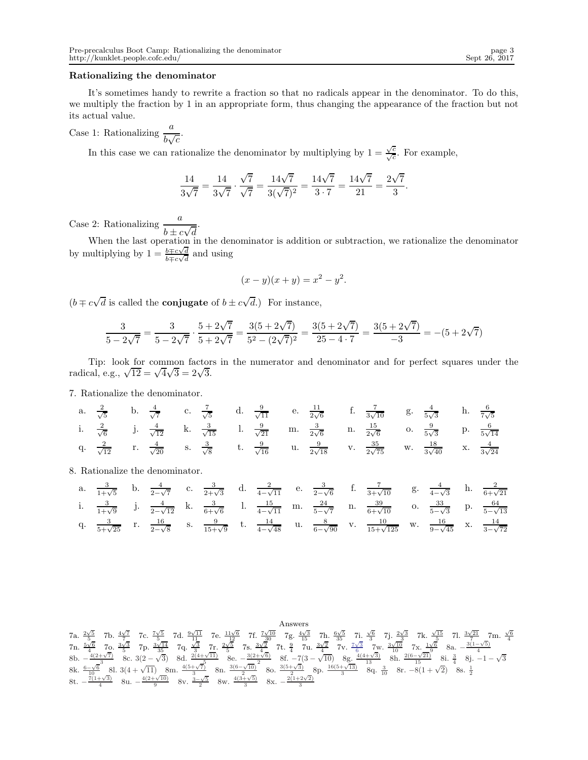## Rationalizing the denominator

It's sometimes handy to rewrite a fraction so that no radicals appear in the denominator. To do this, we multiply the fraction by 1 in an appropriate form, thus changing the appearance of the fraction but not its actual value.

Case 1: Rationalizing $\dfrac{a}{b\sqrt{c}}$.

In this case we can rationalize the denominator by multiplying by $1 = \frac{\sqrt{c}}{\sqrt{c}}$. For example,

$$\frac{14}{3\sqrt{7}} = \frac{14}{3\sqrt{7}} \cdot \frac{\sqrt{7}}{\sqrt{7}} = \frac{14\sqrt{7}}{3(\sqrt{7})^2} = \frac{14\sqrt{7}}{3 \cdot 7} = \frac{14\sqrt{7}}{21} = \frac{2\sqrt{7}}{3}.$$

Case 2: Rationalizing $\dfrac{a}{b \pm c\sqrt{d}}$.

When the last operation in the denominator is addition or subtraction, we rationalize the denominator by multiplying by $1 = \frac{b \mp c\sqrt{d}}{b \mp c\sqrt{d}}$ and using

$$(x - y)(x + y) = x^2 - y^2.$$

($b \mp c\sqrt{d}$ is called the **conjugate** of $b \pm c\sqrt{d}$.) For instance,

$$\frac{3}{5 - 2\sqrt{7}} = \frac{3}{5 - 2\sqrt{7}} \cdot \frac{5 + 2\sqrt{7}}{5 + 2\sqrt{7}} = \frac{3(5 + 2\sqrt{7})}{5^2 - (2\sqrt{7})^2} = \frac{3(5 + 2\sqrt{7})}{25 - 4 \cdot 7} = \frac{3(5 + 2\sqrt{7})}{-3} = -(5 + 2\sqrt{7})$$

Tip: look for common factors in the numerator and denominator and for perfect squares under the radical, e.g., $\sqrt{12} = \sqrt{4}\sqrt{3} = 2\sqrt{3}$.

7. Rationalize the denominator.

a. $\frac{2}{\sqrt{5}}$ b. $\frac{4}{\sqrt{7}}$ c. $\frac{7}{\sqrt{5}}$ d. $\frac{9}{\sqrt{11}}$ e. $\frac{11}{2\sqrt{6}}$ f. $\frac{7}{3\sqrt{10}}$ g. $\frac{4}{5\sqrt{3}}$ h. $\frac{6}{7\sqrt{5}}$

i. $\frac{2}{\sqrt{6}}$ j. $\frac{4}{\sqrt{12}}$ k. $\frac{3}{\sqrt{15}}$ l. $\frac{9}{\sqrt{21}}$ m. $\frac{3}{2\sqrt{6}}$ n. $\frac{15}{2\sqrt{6}}$ o. $\frac{9}{5\sqrt{3}}$ p. $\frac{6}{5\sqrt{14}}$

q. $\frac{2}{\sqrt{12}}$ r. $\frac{4}{\sqrt{20}}$ s. $\frac{3}{\sqrt{8}}$ t. $\frac{9}{\sqrt{16}}$ u. $\frac{9}{2\sqrt{18}}$ v. $\frac{35}{2\sqrt{75}}$ w. $\frac{18}{3\sqrt{40}}$ x. $\frac{4}{3\sqrt{24}}$

8. Rationalize the denominator.

a. $\frac{3}{1+\sqrt{5}}$ b. $\frac{4}{2-\sqrt{7}}$ c. $\frac{3}{2+\sqrt{3}}$ d. $\frac{2}{4-\sqrt{11}}$ e. $\frac{3}{2-\sqrt{6}}$ f. $\frac{7}{3+\sqrt{10}}$ g. $\frac{4}{4-\sqrt{3}}$ h. $\frac{2}{6+\sqrt{21}}$

i. $\frac{3}{1+\sqrt{9}}$ j. $\frac{4}{2-\sqrt{12}}$ k. $\frac{3}{6+\sqrt{6}}$ l. $\frac{15}{4-\sqrt{11}}$ m. $\frac{24}{5-\sqrt{7}}$ n. $\frac{39}{6+\sqrt{10}}$ o. $\frac{33}{5-\sqrt{3}}$ p. $\frac{64}{5-\sqrt{13}}$

q. $\frac{3}{5+\sqrt{25}}$ r. $\frac{16}{2-\sqrt{8}}$ s. $\frac{9}{15+\sqrt{9}}$ t. $\frac{14}{4-\sqrt{48}}$ u. $\frac{8}{6-\sqrt{90}}$ v. $\frac{10}{15+\sqrt{125}}$ w. $\frac{16}{9-\sqrt{45}}$ x. $\frac{14}{3-\sqrt{72}}$

Answers

7a. $\frac{2\sqrt{5}}{5}$ 7b. $\frac{4\sqrt{7}}{7}$ 7c. $\frac{7\sqrt{5}}{5}$ 7d. $\frac{9\sqrt{11}}{11}$ 7e. $\frac{11\sqrt{6}}{12}$ 7f. $\frac{7\sqrt{10}}{30}$ 7g. $\frac{4\sqrt{3}}{15}$ 7h. $\frac{6\sqrt{5}}{35}$ 7i. $\frac{\sqrt{6}}{3}$ 7j. $\frac{2\sqrt{3}}{3}$ 7k. $\frac{\sqrt{15}}{5}$ 7l. $\frac{3\sqrt{21}}{7}$ 7m. $\frac{\sqrt{6}}{4}$ 7n. $\frac{5\sqrt{6}}{4}$ 7o. $\frac{3\sqrt{3}}{5}$ 7p. $\frac{3\sqrt{14}}{35}$ 7q. $\frac{\sqrt{3}}{3}$ 7r. $\frac{2\sqrt{5}}{5}$ 7s. $\frac{3\sqrt{2}}{4}$ 7t. $\frac{9}{4}$ 7u. $\frac{3\sqrt{2}}{4}$ 7v. $\frac{7\sqrt{3}}{6}$ 7w. $\frac{3\sqrt{10}}{10}$ 7x. $\frac{1\sqrt{6}}{9}$ 8a. $-\frac{3(1-\sqrt{5})}{4}$ 8b. $-\frac{4(2+\sqrt{7})}{3}$ 8c. $3(2-\sqrt{3})$ 8d. $\frac{2(4+\sqrt{11})}{5}$ 8e. $-\frac{3(2+\sqrt{6})}{2}$ 8f. $-7(3-\sqrt{10})$ 8g. $\frac{4(4+\sqrt{3})}{13}$ 8h. $\frac{2(6-\sqrt{21})}{15}$ 8i. $\frac{3}{4}$ 8j. $-1-\sqrt{3}$ 8k. $\frac{6-\sqrt{6}}{10}$ 8l. $3(4+\sqrt{11})$ 8m. $\frac{4(5+\sqrt{7})}{3}$ 8n. $\frac{3(6-\sqrt{10})}{2}$ 8o. $\frac{3(5+\sqrt{3})}{2}$ 8p. $\frac{16(5+\sqrt{13})}{3}$ 8q. $\frac{3}{10}$ 8r. $-8(1+\sqrt{2})$ 8s. $\frac{1}{2}$ 8t. $-\frac{7(1+\sqrt{3})}{4}$ 8u. $-\frac{4(2+\sqrt{10})}{9}$ 8v. $\frac{3-\sqrt{5}}{2}$ 8w. $\frac{4(3+\sqrt{5})}{3}$ 8x. $-\frac{2(1+2\sqrt{2})}{3}$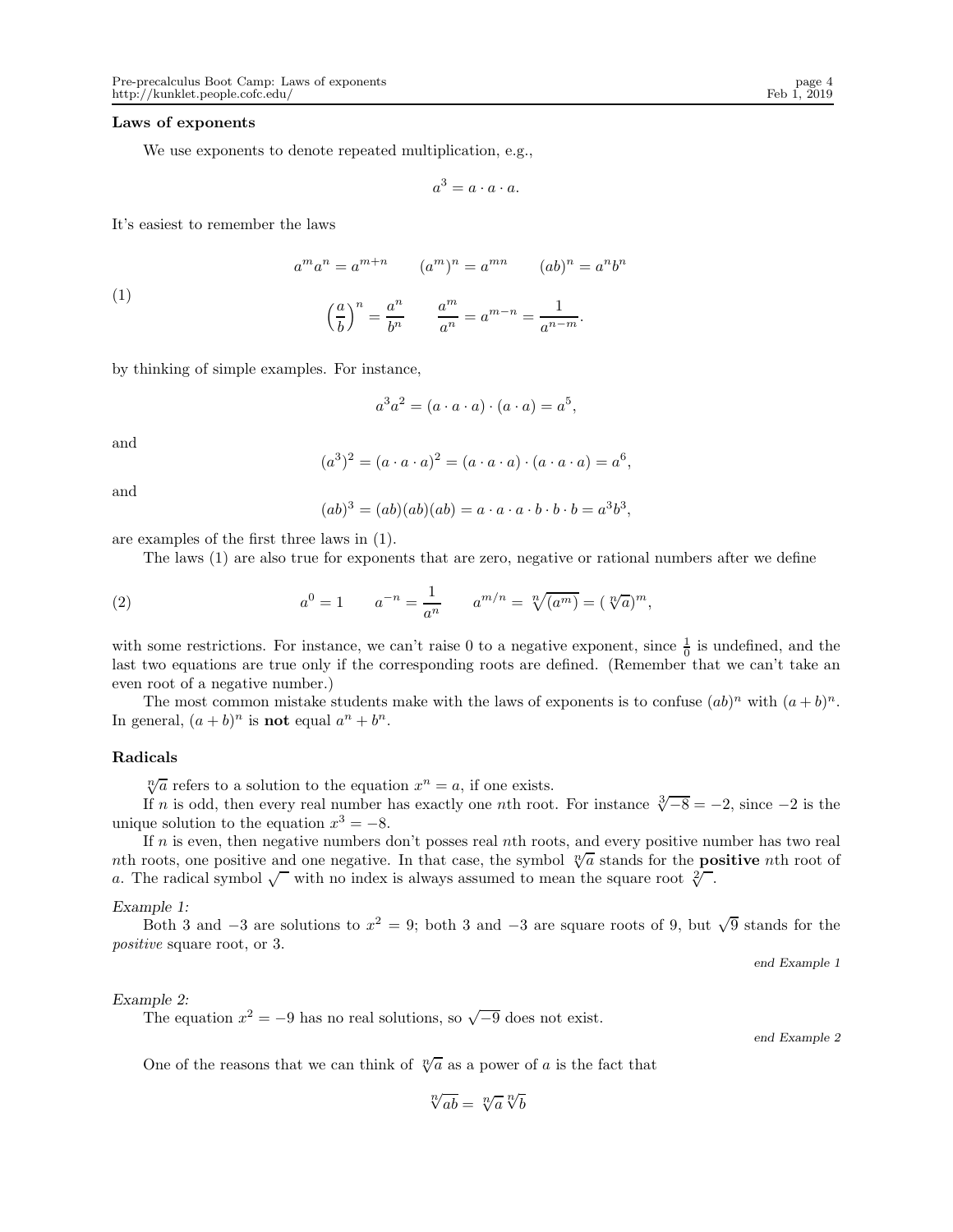### Laws of exponents

We use exponents to denote repeated multiplication, e.g.,

$$a^3 = a \cdot a \cdot a.$$

It's easiest to remember the laws

$$
\begin{aligned}
&a^m a^n = a^{m+n} \qquad (a^m)^n = a^{mn} \qquad (ab)^n = a^n b^n \\
&\left(\frac{a}{b}\right)^n = \frac{a^n}{b^n} \qquad \frac{a^m}{a^n} = a^{m-n} = \frac{1}{a^{n-m}}.
\end{aligned}
\tag{1}
$$

by thinking of simple examples. For instance,

$$a^3 a^2 = (a \cdot a \cdot a) \cdot (a \cdot a) = a^5,$$

and

$$(a^3)^2 = (a \cdot a \cdot a)^2 = (a \cdot a \cdot a) \cdot (a \cdot a \cdot a) = a^6,$$

and

$$(ab)^3 = (ab)(ab)(ab) = a \cdot a \cdot a \cdot b \cdot b \cdot b = a^3 b^3,$$

are examples of the first three laws in (1).

The laws (1) are also true for exponents that are zero, negative or rational numbers after we define

$$a^0 = 1 \qquad a^{-n} = \frac{1}{a^n} \qquad a^{m/n} = \sqrt[n]{(a^m)} = (\sqrt[n]{a})^m, \tag{2}$$

with some restrictions. For instance, we can't raise 0 to a negative exponent, since $\frac{1}{0}$ is undefined, and the last two equations are true only if the corresponding roots are defined. (Remember that we can't take an even root of a negative number.)

The most common mistake students make with the laws of exponents is to confuse $(ab)^n$ with $(a+b)^n$. In general, $(a+b)^n$ is **not** equal $a^n + b^n$.

### Radicals

$\sqrt[n]{a}$ refers to a solution to the equation $x^n = a$, if one exists.

If $n$ is odd, then every real number has exactly one $n$th root. For instance $\sqrt[3]{-8} = -2$, since $-2$ is the unique solution to the equation $x^3 = -8$.

If $n$ is even, then negative numbers don't posses real $n$th roots, and every positive number has two real $n$th roots, one positive and one negative. In that case, the symbol $\sqrt[n]{a}$ stands for the **positive** $n$th root of $a$. The radical symbol $\sqrt{\phantom{x}}$ with no index is always assumed to mean the square root $\sqrt[2]{\phantom{x}}$.

*Example 1:*

Both 3 and $-3$ are solutions to $x^2 = 9$; both 3 and $-3$ are square roots of 9, but $\sqrt{9}$ stands for the *positive* square root, or 3.

*end Example 1*

*Example 2:*

The equation $x^2 = -9$ has no real solutions, so $\sqrt{-9}$ does not exist.

*end Example 2*

One of the reasons that we can think of $\sqrt[n]{a}$ as a power of $a$ is the fact that

$$\sqrt[n]{ab} = \sqrt[n]{a}\,\sqrt[n]{b}$$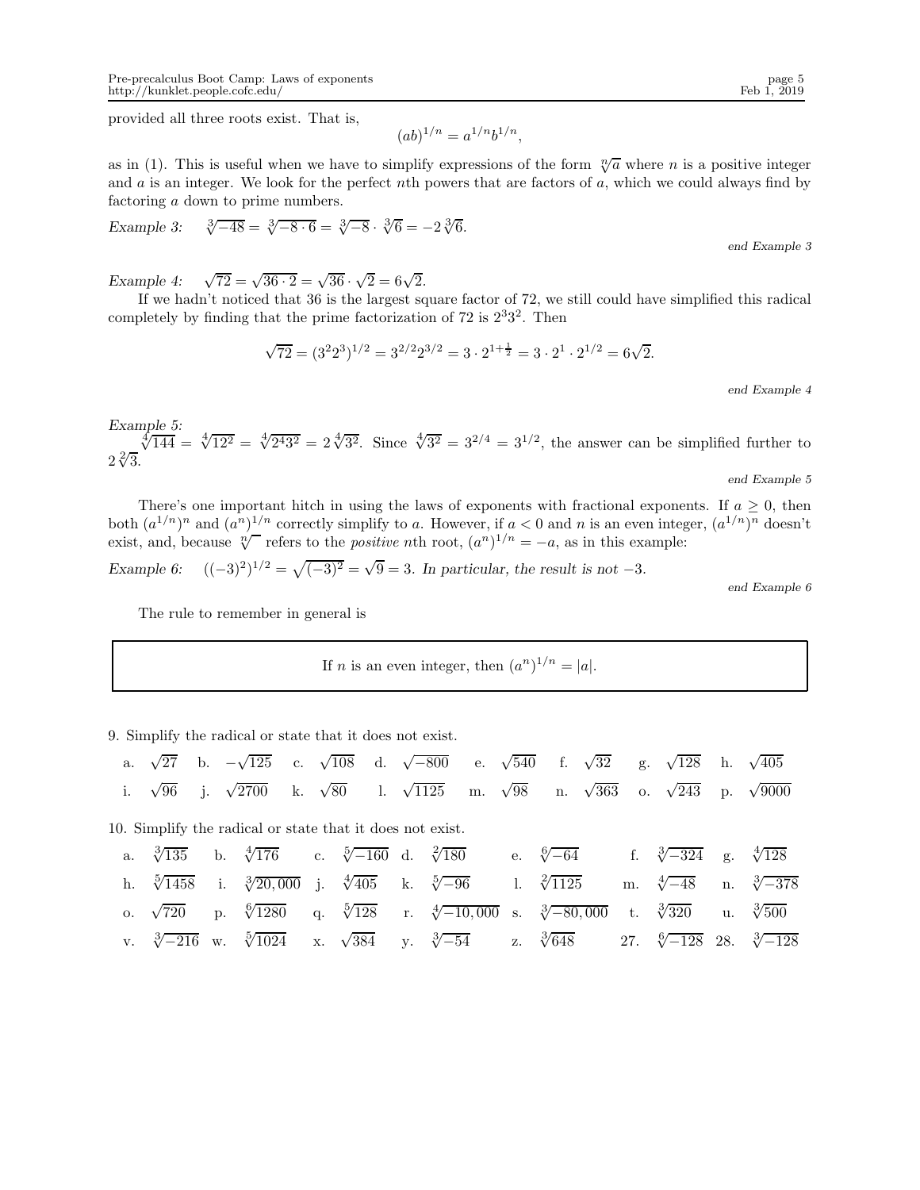provided all three roots exist. That is,

$$(ab)^{1/n} = a^{1/n}b^{1/n},$$

as in (1). This is useful when we have to simplify expressions of the form $\sqrt[n]{a}$ where $n$ is a positive integer and $a$ is an integer. We look for the perfect $n$th powers that are factors of $a$, which we could always find by factoring $a$ down to prime numbers.

*Example 3:* $\sqrt[3]{-48} = \sqrt[3]{-8 \cdot 6} = \sqrt[3]{-8} \cdot \sqrt[3]{6} = -2\sqrt[3]{6}$.

*end Example 3*

*Example 4:* $\sqrt{72} = \sqrt{36 \cdot 2} = \sqrt{36} \cdot \sqrt{2} = 6\sqrt{2}$.

If we hadn't noticed that 36 is the largest square factor of 72, we still could have simplified this radical completely by finding that the prime factorization of 72 is $2^3 3^2$. Then

$$\sqrt{72} = (3^2 2^3)^{1/2} = 3^{2/2} 2^{3/2} = 3 \cdot 2^{1+\frac{1}{2}} = 3 \cdot 2^1 \cdot 2^{1/2} = 6\sqrt{2}.$$

*end Example 4*

*Example 5:*
$\sqrt[4]{144} = \sqrt[4]{12^2} = \sqrt[4]{2^4 3^2} = 2\sqrt[4]{3^2}$. Since $\sqrt[4]{3^2} = 3^{2/4} = 3^{1/2}$, the answer can be simplified further to $2\sqrt[2]{3}$.

*end Example 5*

There's one important hitch in using the laws of exponents with fractional exponents. If $a \geq 0$, then both $(a^{1/n})^n$ and $(a^n)^{1/n}$ correctly simplify to $a$. However, if $a < 0$ and $n$ is an even integer, $(a^{1/n})^n$ doesn't exist, and, because $\sqrt[n]{\phantom{x}}$ refers to the *positive* $n$th root, $(a^n)^{1/n} = -a$, as in this example:

*Example 6:* $((-3)^2)^{1/2} = \sqrt{(-3)^2} = \sqrt{9} = 3$. *In particular, the result is not* $-3$.

*end Example 6*

The rule to remember in general is

> If $n$ is an even integer, then $(a^n)^{1/n} = |a|$.

9. Simplify the radical or state that it does not exist.

a. $\sqrt{27}$ b. $-\sqrt{125}$ c. $\sqrt{108}$ d. $\sqrt{-800}$ e. $\sqrt{540}$ f. $\sqrt{32}$ g. $\sqrt{128}$ h. $\sqrt{405}$
i. $\sqrt{96}$ j. $\sqrt{2700}$ k. $\sqrt{80}$ l. $\sqrt{1125}$ m. $\sqrt{98}$ n. $\sqrt{363}$ o. $\sqrt{243}$ p. $\sqrt{9000}$

10. Simplify the radical or state that it does not exist.

a. $\sqrt[3]{135}$ b. $\sqrt[4]{176}$ c. $\sqrt[5]{-160}$ d. $\sqrt[2]{180}$ e. $\sqrt[6]{-64}$ f. $\sqrt[3]{-324}$ g. $\sqrt[4]{128}$
h. $\sqrt[5]{1458}$ i. $\sqrt[3]{20,000}$ j. $\sqrt[4]{405}$ k. $\sqrt[5]{-96}$ l. $\sqrt[2]{1125}$ m. $\sqrt[4]{-48}$ n. $\sqrt[3]{-378}$
o. $\sqrt{720}$ p. $\sqrt[6]{1280}$ q. $\sqrt[5]{128}$ r. $\sqrt[4]{-10,000}$ s. $\sqrt[3]{-80,000}$ t. $\sqrt[3]{320}$ u. $\sqrt[3]{500}$
v. $\sqrt[3]{-216}$ w. $\sqrt[5]{1024}$ x. $\sqrt{384}$ y. $\sqrt[3]{-54}$ z. $\sqrt[3]{648}$ 27. $\sqrt[6]{-128}$ 28. $\sqrt[3]{-128}$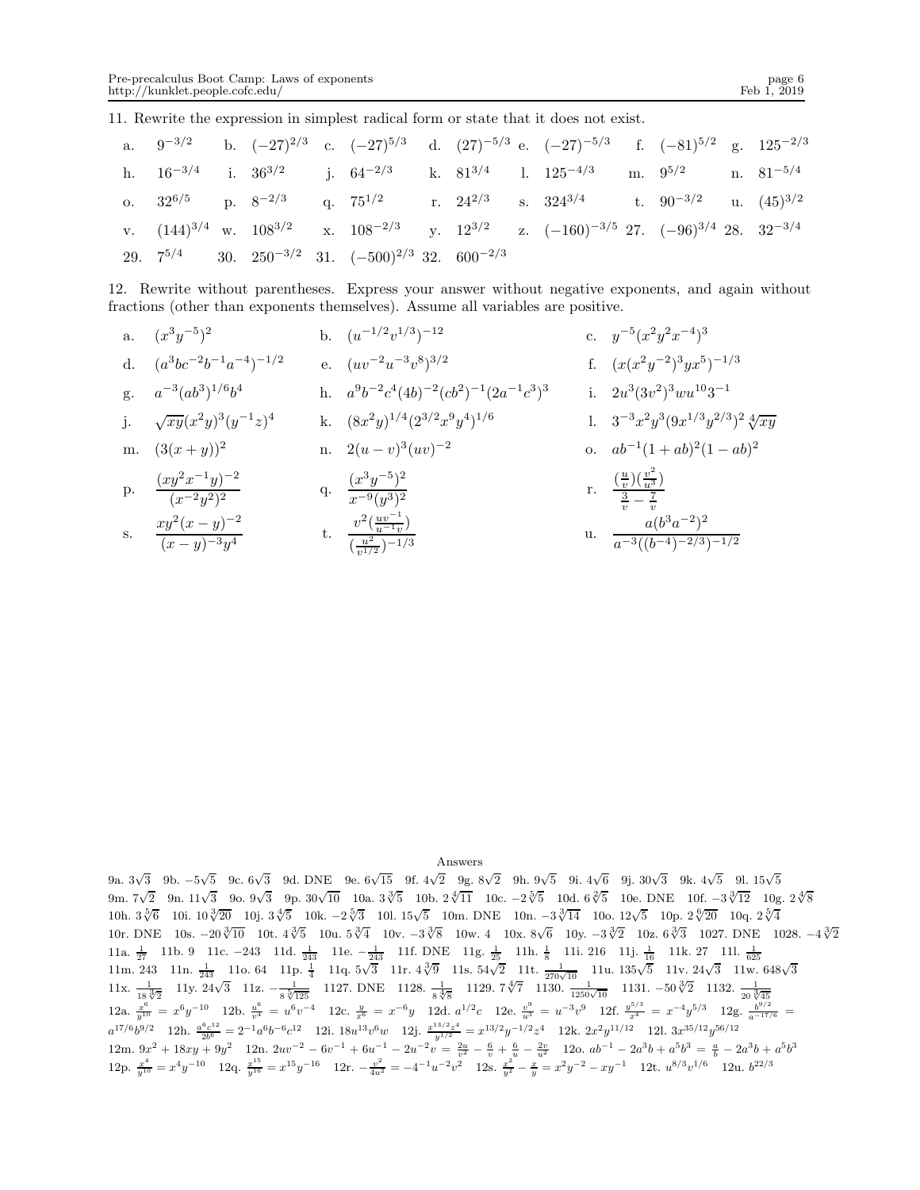11. Rewrite the expression in simplest radical form or state that it does not exist.

a. $9^{-3/2}$ b. $(-27)^{2/3}$ c. $(-27)^{5/3}$ d. $(27)^{-5/3}$ e. $(-27)^{-5/3}$ f. $(-81)^{5/2}$ g. $125^{-2/3}$

h. $16^{-3/4}$ i. $36^{3/2}$ j. $64^{-2/3}$ k. $81^{3/4}$ l. $125^{-4/3}$ m. $9^{5/2}$ n. $81^{-5/4}$

o. $32^{6/5}$ p. $8^{-2/3}$ q. $75^{1/2}$ r. $24^{2/3}$ s. $324^{3/4}$ t. $90^{-3/2}$ u. $(45)^{3/2}$

v. $(144)^{3/4}$ w. $108^{3/2}$ x. $108^{-2/3}$ y. $12^{3/2}$ z. $(-160)^{-3/5}$ 27. $(-96)^{3/4}$ 28. $32^{-3/4}$

29. $7^{5/4}$ 30. $250^{-3/2}$ 31. $(-500)^{2/3}$ 32. $600^{-2/3}$

12. Rewrite without parentheses. Express your answer without negative exponents, and again without fractions (other than exponents themselves). Assume all variables are positive.

a. $(x^3y^{-5})^2$ b. $(u^{-1/2}v^{1/3})^{-12}$ c. $y^{-5}(x^2y^2x^{-4})^3$

d. $(a^3bc^{-2}b^{-1}a^{-4})^{-1/2}$ e. $(uv^{-2}u^{-3}v^8)^{3/2}$ f. $(x(x^2y^{-2})^3yx^5)^{-1/3}$

g. $a^{-3}(ab^3)^{1/6}b^4$ h. $a^9b^{-2}c^4(4b)^{-2}(cb^2)^{-1}(2a^{-1}c^3)^3$ i. $2u^3(3v^2)^3wu^{10}3^{-1}$

j. $\sqrt{xy}(x^2y)^3(y^{-1}z)^4$ k. $(8x^2y)^{1/4}(2^{3/2}x^9y^4)^{1/6}$ l. $3^{-3}x^2y^3(9x^{1/3}y^{2/3})^2\sqrt[4]{xy}$

m. $(3(x+y))^2$ n. $2(u-v)^3(uv)^{-2}$ o. $ab^{-1}(1+ab)^2(1-ab)^2$

p. $\dfrac{(xy^2x^{-1}y)^{-2}}{(x^{-2}y^2)^2}$ q. $\dfrac{(x^3y^{-5})^2}{x^{-9}(y^3)^2}$ r. $\dfrac{(\frac{u}{v})(\frac{v^2}{u^3})}{\frac{3}{v}-\frac{7}{v}}$

s. $\dfrac{xy^2(x-y)^{-2}}{(x-y)^{-3}y^4}$ t. $\dfrac{v^2(\frac{uv^{-1}}{u^{-1}v})}{(\frac{u^2}{v^{1/2}})^{-1/3}}$ u. $\dfrac{a(b^3a^{-2})^2}{a^{-3}((b^{-4})^{-2/3})^{-1/2}}$

Answers

9a. $3\sqrt{3}$ 9b. $-5\sqrt{5}$ 9c. $6\sqrt{3}$ 9d. DNE 9e. $6\sqrt{15}$ 9f. $4\sqrt{2}$ 9g. $8\sqrt{2}$ 9h. $9\sqrt{5}$ 9i. $4\sqrt{6}$ 9j. $30\sqrt{3}$ 9k. $4\sqrt{5}$ 9l. $15\sqrt{5}$ 9m. $7\sqrt{2}$ 9n. $11\sqrt{3}$ 9o. $9\sqrt{3}$ 9p. $30\sqrt{10}$ 10a. $3\sqrt[3]{5}$ 10b. $2\sqrt[4]{11}$ 10c. $-2\sqrt[5]{5}$ 10d. $6\sqrt[2]{5}$ 10e. DNE 10f. $-3\sqrt[3]{12}$ 10g. $2\sqrt[4]{8}$ 10h. $3\sqrt[5]{6}$ 10i. $10\sqrt[3]{20}$ 10j. $3\sqrt[4]{5}$ 10k. $-2\sqrt[5]{3}$ 10l. $15\sqrt{5}$ 10m. DNE 10n. $-3\sqrt[3]{14}$ 10o. $12\sqrt{5}$ 10p. $2\sqrt[6]{20}$ 10q. $2\sqrt[5]{4}$ 10r. DNE 10s. $-20\sqrt[3]{10}$ 10t. $4\sqrt[3]{5}$ 10u. $5\sqrt[3]{4}$ 10v. $-3\sqrt[3]{8}$ 10w. 4 10x. $8\sqrt{6}$ 10y. $-3\sqrt[3]{2}$ 10z. $6\sqrt[3]{3}$ 1027. DNE 1028. $-4\sqrt[3]{2}$ 11a. $\frac{1}{27}$ 11b. 9 11c. $-243$ 11d. $\frac{1}{243}$ 11e. $-\frac{1}{243}$ 11f. DNE 11g. $\frac{1}{25}$ 11h. $\frac{1}{8}$ 11i. 216 11j. $\frac{1}{16}$ 11k. 27 11l. $\frac{1}{625}$ 11m. 243 11n. $\frac{1}{243}$ 11o. 64 11p. $\frac{1}{4}$ 11q. $5\sqrt{3}$ 11r. $4\sqrt[3]{9}$ 11s. $54\sqrt{2}$ 11t. $\frac{1}{270\sqrt{10}}$ 11u. $135\sqrt{5}$ 11v. $24\sqrt{3}$ 11w. $648\sqrt{3}$ 11x. $\frac{1}{18\sqrt[3]{2}}$ 11y. $24\sqrt{3}$ 11z. $-\frac{1}{8\sqrt[5]{125}}$ 1127. DNE 1128. $\frac{1}{8\sqrt[4]{8}}$ 1129. $7\sqrt[4]{7}$ 1130. $\frac{1}{1250\sqrt{10}}$ 1131. $-50\sqrt[3]{2}$ 1132. $\frac{1}{20\sqrt[3]{45}}$ 12a. $\frac{x^6}{y^{10}} = x^6y^{-10}$ 12b. $\frac{u^6}{v^4} = u^6v^{-4}$ 12c. $\frac{y}{x^6} = x^{-6}y$ 12d. $a^{1/2}c$ 12e. $\frac{v^9}{u^3} = u^{-3}v^9$ 12f. $\frac{y^{5/3}}{x^4} = x^{-4}y^{5/3}$ 12g. $\frac{b^{9/2}}{a^{-17/6}} = a^{17/6}b^{9/2}$ 12h. $\frac{a^6c^{12}}{2b^6} = 2^{-1}a^6b^{-6}c^{12}$ 12i. $18u^{13}v^6w$ 12j. $\frac{x^{13/2}z^4}{y^{1/2}} = x^{13/2}y^{-1/2}z^4$ 12k. $2x^2y^{11/12}$ 12l. $3x^{35/12}y^{56/12}$ 12m. $9x^2+18xy+9y^2$ 12n. $2uv^{-2}-6v^{-1}+6u^{-1}-2u^{-2}v = \frac{2u}{v^2}-\frac{6}{v}+\frac{6}{u}-\frac{2v}{u^2}$ 12o. $ab^{-1}-2a^3b+a^5b^3 = \frac{a}{b}-2a^3b+a^5b^3$ 12p. $\frac{x^4}{y^{10}} = x^4y^{-10}$ 12q. $\frac{x^{15}}{y^{16}} = x^{15}y^{-16}$ 12r. $-\frac{v^2}{4u^2} = -4^{-1}u^{-2}v^2$ 12s. $\frac{x^2}{y^2}-\frac{x}{y} = x^2y^{-2}-xy^{-1}$ 12t. $u^{8/3}v^{1/6}$ 12u. $b^{22/3}$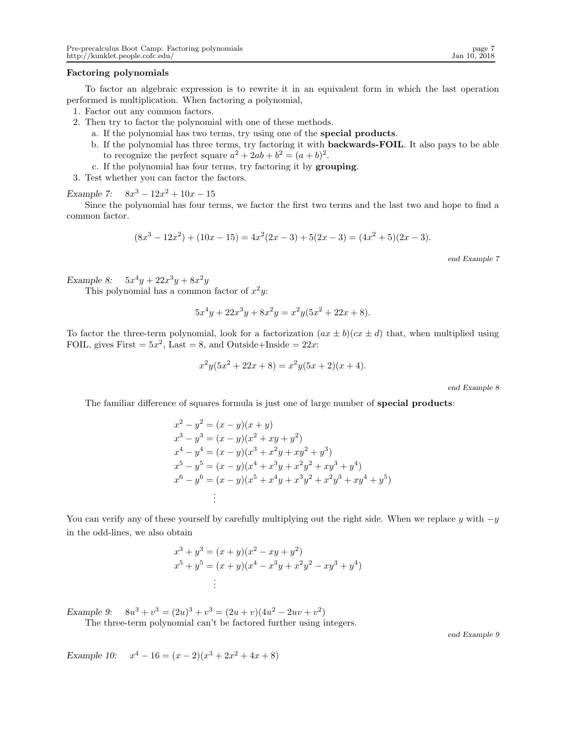### Factoring polynomials

To factor an algebraic expression is to rewrite it in an equivalent form in which the last operation performed is multiplication. When factoring a polynomial,

1. Factor out any common factors.
2. Then try to factor the polynomial with one of these methods.
   a. If the polynomial has two terms, try using one of the **special products**.
   b. If the polynomial has three terms, try factoring it with **backwards-FOIL**. It also pays to be able to recognize the perfect square $a^2 + 2ab + b^2 = (a + b)^2$.
   c. If the polynomial has four terms, try factoring it by **grouping**.
3. Test whether you can factor the factors.

*Example 7:* $8x^3 - 12x^2 + 10x - 15$

Since the polynomial has four terms, we factor the first two terms and the last two and hope to find a common factor.

$$(8x^3 - 12x^2) + (10x - 15) = 4x^2(2x - 3) + 5(2x - 3) = (4x^2 + 5)(2x - 3).$$

*end Example 7*

*Example 8:* $5x^4y + 22x^3y + 8x^2y$

This polynomial has a common factor of $x^2y$:

$$5x^4y + 22x^3y + 8x^2y = x^2y(5x^2 + 22x + 8).$$

To factor the three-term polynomial, look for a factorization $(ax \pm b)(cx \pm d)$ that, when multiplied using FOIL, gives First $= 5x^2$, Last $= 8$, and Outside+Inside $= 22x$:

$$x^2y(5x^2 + 22x + 8) = x^2y(5x + 2)(x + 4).$$

*end Example 8*

The familiar difference of squares formula is just one of large number of **special products**:

$$\begin{aligned}
x^2 - y^2 &= (x - y)(x + y) \\
x^3 - y^3 &= (x - y)(x^2 + xy + y^2) \\
x^4 - y^4 &= (x - y)(x^3 + x^2y + xy^2 + y^3) \\
x^5 - y^5 &= (x - y)(x^4 + x^3y + x^2y^2 + xy^3 + y^4) \\
x^6 - y^6 &= (x - y)(x^5 + x^4y + x^3y^2 + x^2y^3 + xy^4 + y^5) \\
&\vdots
\end{aligned}$$

You can verify any of these yourself by carefully multiplying out the right side. When we replace $y$ with $-y$ in the odd-lines, we also obtain

$$\begin{aligned}
x^3 + y^3 &= (x + y)(x^2 - xy + y^2) \\
x^5 + y^5 &= (x + y)(x^4 - x^3y + x^2y^2 - xy^3 + y^4) \\
&\vdots
\end{aligned}$$

*Example 9:* $8u^3 + v^3 = (2u)^3 + v^3 = (2u + v)(4u^2 - 2uv + v^2)$

The three-term polynomial can't be factored further using integers.

*end Example 9*

*Example 10:* $x^4 - 16 = (x - 2)(x^3 + 2x^2 + 4x + 8)$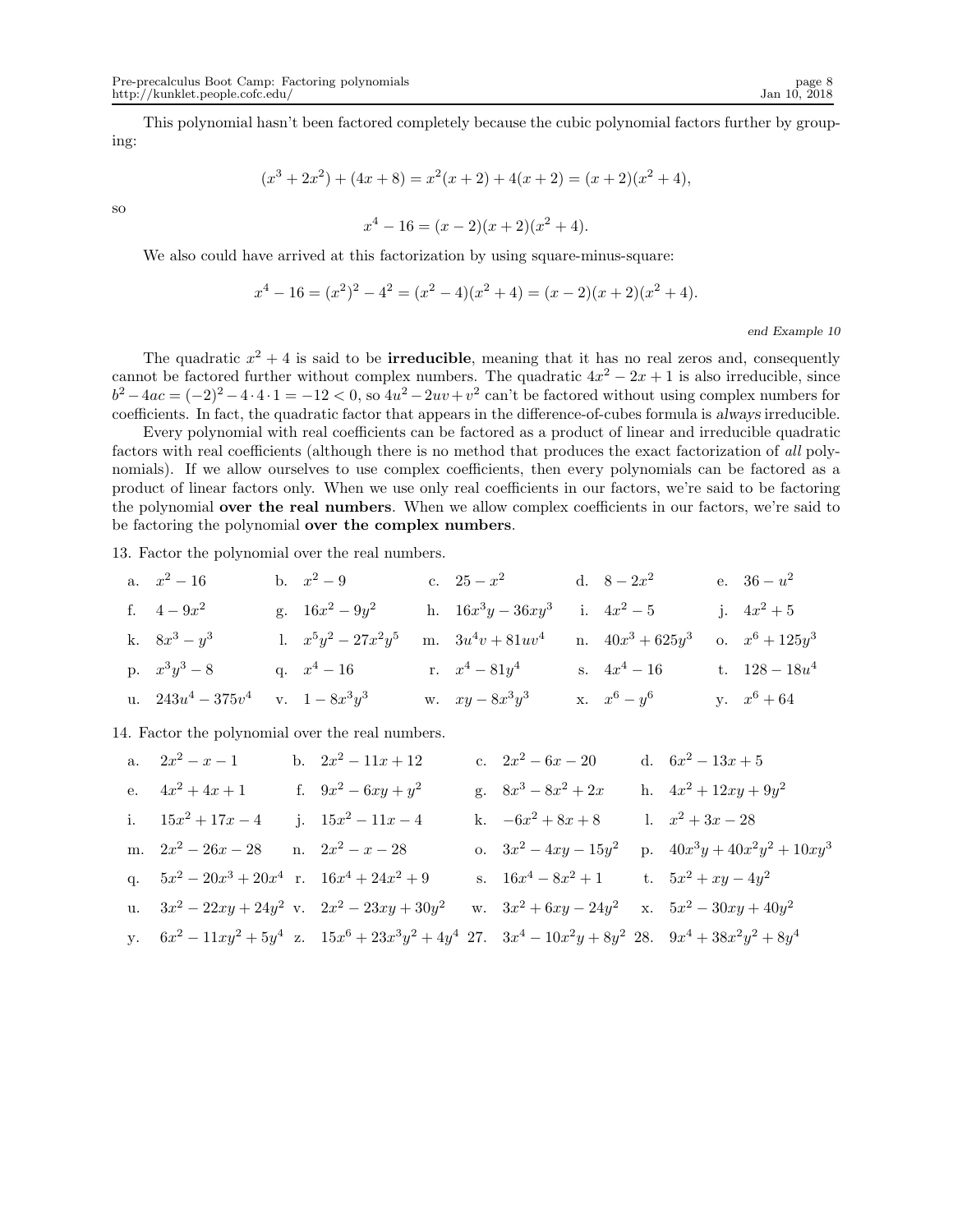This polynomial hasn't been factored completely because the cubic polynomial factors further by grouping:

$$(x^3 + 2x^2) + (4x + 8) = x^2(x + 2) + 4(x + 2) = (x + 2)(x^2 + 4),$$

so

$$x^4 - 16 = (x - 2)(x + 2)(x^2 + 4).$$

We also could have arrived at this factorization by using square-minus-square:

$$x^4 - 16 = (x^2)^2 - 4^2 = (x^2 - 4)(x^2 + 4) = (x - 2)(x + 2)(x^2 + 4).$$

*end Example 10*

The quadratic $x^2 + 4$ is said to be **irreducible**, meaning that it has no real zeros and, consequently cannot be factored further without complex numbers. The quadratic $4x^2 - 2x + 1$ is also irreducible, since $b^2 - 4ac = (-2)^2 - 4 \cdot 4 \cdot 1 = -12 < 0$, so $4u^2 - 2uv + v^2$ can't be factored without using complex numbers for coefficients. In fact, the quadratic factor that appears in the difference-of-cubes formula is *always* irreducible.

Every polynomial with real coefficients can be factored as a product of linear and irreducible quadratic factors with real coefficients (although there is no method that produces the exact factorization of *all* polynomials). If we allow ourselves to use complex coefficients, then every polynomials can be factored as a product of linear factors only. When we use only real coefficients in our factors, we're said to be factoring the polynomial **over the real numbers**. When we allow complex coefficients in our factors, we're said to be factoring the polynomial **over the complex numbers**.

13. Factor the polynomial over the real numbers.

a. $x^2 - 16$  b. $x^2 - 9$  c. $25 - x^2$  d. $8 - 2x^2$  e. $36 - u^2$

f. $4 - 9x^2$  g. $16x^2 - 9y^2$  h. $16x^3y - 36xy^3$  i. $4x^2 - 5$  j. $4x^2 + 5$

k. $8x^3 - y^3$  l. $x^5y^2 - 27x^2y^5$  m. $3u^4v + 81uv^4$  n. $40x^3 + 625y^3$  o. $x^6 + 125y^3$

p. $x^3y^3 - 8$  q. $x^4 - 16$  r. $x^4 - 81y^4$  s. $4x^4 - 16$  t. $128 - 18u^4$

u. $243u^4 - 375v^4$  v. $1 - 8x^3y^3$  w. $xy - 8x^3y^3$  x. $x^6 - y^6$  y. $x^6 + 64$

14. Factor the polynomial over the real numbers.

a. $2x^2 - x - 1$  b. $2x^2 - 11x + 12$  c. $2x^2 - 6x - 20$  d. $6x^2 - 13x + 5$

e. $4x^2 + 4x + 1$  f. $9x^2 - 6xy + y^2$  g. $8x^3 - 8x^2 + 2x$  h. $4x^2 + 12xy + 9y^2$

i. $15x^2 + 17x - 4$  j. $15x^2 - 11x - 4$  k. $-6x^2 + 8x + 8$  l. $x^2 + 3x - 28$

m. $2x^2 - 26x - 28$  n. $2x^2 - x - 28$  o. $3x^2 - 4xy - 15y^2$  p. $40x^3y + 40x^2y^2 + 10xy^3$

q. $5x^2 - 20x^3 + 20x^4$  r. $16x^4 + 24x^2 + 9$  s. $16x^4 - 8x^2 + 1$  t. $5x^2 + xy - 4y^2$

u. $3x^2 - 22xy + 24y^2$  v. $2x^2 - 23xy + 30y^2$  w. $3x^2 + 6xy - 24y^2$  x. $5x^2 - 30xy + 40y^2$

y. $6x^2 - 11xy^2 + 5y^4$  z. $15x^6 + 23x^3y^2 + 4y^4$  27. $3x^4 - 10x^2y + 8y^2$  28. $9x^4 + 38x^2y^2 + 8y^4$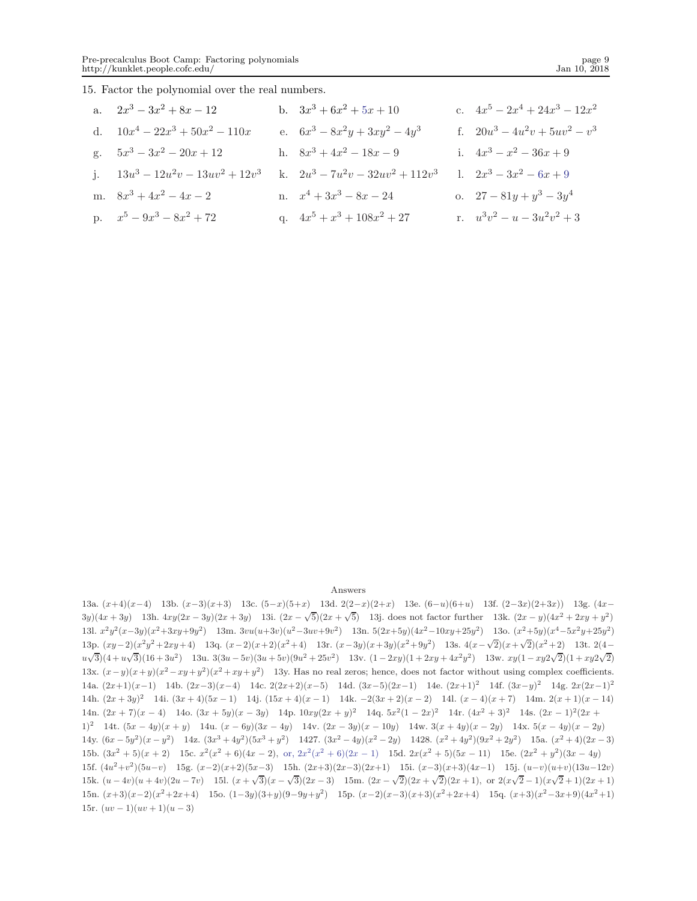15. Factor the polynomial over the real numbers.

a. $2x^3 - 3x^2 + 8x - 12$

b. $3x^3 + 6x^2 + 5x + 10$

c. $4x^5 - 2x^4 + 24x^3 - 12x^2$

d. $10x^4 - 22x^3 + 50x^2 - 110x$

e. $6x^3 - 8x^2y + 3xy^2 - 4y^3$

f. $20u^3 - 4u^2v + 5uv^2 - v^3$

g. $5x^3 - 3x^2 - 20x + 12$

h. $8x^3 + 4x^2 - 18x - 9$

i. $4x^3 - x^2 - 36x + 9$

j. $13u^3 - 12u^2v - 13uv^2 + 12v^3$

k. $2u^3 - 7u^2v - 32uv^2 + 112v^3$

l. $2x^3 - 3x^2 - 6x + 9$

m. $8x^3 + 4x^2 - 4x - 2$

n. $x^4 + 3x^3 - 8x - 24$

o. $27 - 81y + y^3 - 3y^4$

p. $x^5 - 9x^3 - 8x^2 + 72$

q. $4x^5 + x^3 + 108x^2 + 27$

r. $u^3v^2 - u - 3u^2v^2 + 3$

Answers

13a. $(x+4)(x-4)$ 13b. $(x-3)(x+3)$ 13c. $(5-x)(5+x)$ 13d. $2(2-x)(2+x)$ 13e. $(6-u)(6+u)$ 13f. $(2-3x)(2+3x))$ 13g. $(4x-3y)(4x+3y)$ 13h. $4xy(2x-3y)(2x+3y)$ 13i. $(2x-\sqrt{5})(2x+\sqrt{5})$ 13j. does not factor further 13k. $(2x-y)(4x^2+2xy+y^2)$ 13l. $x^2y^2(x-3y)(x^2+3xy+9y^2)$ 13m. $3vu(u+3v)(u^2-3uv+9v^2)$ 13n. $5(2x+5y)(4x^2-10xy+25y^2)$ 13o. $(x^2+5y)(x^4-5x^2y+25y^2)$ 13p. $(xy-2)(x^2y^2+2xy+4)$ 13q. $(x-2)(x+2)(x^2+4)$ 13r. $(x-3y)(x+3y)(x^2+9y^2)$ 13s. $4(x-\sqrt{2})(x+\sqrt{2})(x^2+2)$ 13t. $2(4-u\sqrt{3})(4+u\sqrt{3})(16+3u^2)$ 13u. $3(3u-5v)(3u+5v)(9u^2+25v^2)$ 13v. $(1-2xy)(1+2xy+4x^2y^2)$ 13w. $xy(1-xy2\sqrt{2})(1+xy2\sqrt{2})$ 13x. $(x-y)(x+y)(x^2-xy+y^2)(x^2+xy+y^2)$ 13y. Has no real zeros; hence, does not factor without using complex coefficients. 14a. $(2x+1)(x-1)$ 14b. $(2x-3)(x-4)$ 14c. $2(2x+2)(x-5)$ 14d. $(3x-5)(2x-1)$ 14e. $(2x+1)^2$ 14f. $(3x-y)^2$ 14g. $2x(2x-1)^2$ 14h. $(2x+3y)^2$ 14i. $(3x+4)(5x-1)$ 14j. $(15x+4)(x-1)$ 14k. $-2(3x+2)(x-2)$ 14l. $(x-4)(x+7)$ 14m. $2(x+1)(x-14)$ 14n. $(2x+7)(x-4)$ 14o. $(3x+5y)(x-3y)$ 14p. $10xy(2x+y)^2$ 14q. $5x^2(1-2x)^2$ 14r. $(4x^2+3)^2$ 14s. $(2x-1)^2(2x+1)^2$ 14t. $(5x-4y)(x+y)$ 14u. $(x-6y)(3x-4y)$ 14v. $(2x-3y)(x-10y)$ 14w. $3(x+4y)(x-2y)$ 14x. $5(x-4y)(x-2y)$ 14y. $(6x-5y^2)(x-y^2)$ 14z. $(3x^3+4y^2)(5x^3+y^2)$ 1427. $(3x^2-4y)(x^2-2y)$ 1428. $(x^2+4y^2)(9x^2+2y^2)$ 15a. $(x^2+4)(2x-3)$ 15b. $(3x^2+5)(x+2)$ 15c. $x^2(x^2+6)(4x-2)$, or, $2x^2(x^2+6)(2x-1)$ 15d. $2x(x^2+5)(5x-11)$ 15e. $(2x^2+y^2)(3x-4y)$ 15f. $(4u^2+v^2)(5u-v)$ 15g. $(x-2)(x+2)(5x-3)$ 15h. $(2x+3)(2x-3)(2x+1)$ 15i. $(x-3)(x+3)(4x-1)$ 15j. $(u-v)(u+v)(13u-12v)$ 15k. $(u-4v)(u+4v)(2u-7v)$ 15l. $(x+\sqrt{3})(x-\sqrt{3})(2x-3)$ 15m. $(2x-\sqrt{2})(2x+\sqrt{2})(2x+1)$, or $2(x\sqrt{2}-1)(x\sqrt{2}+1)(2x+1)$ 15n. $(x+3)(x-2)(x^2+2x+4)$ 15o. $(1-3y)(3+y)(9-9y+y^2)$ 15p. $(x-2)(x-3)(x+3)(x^2+2x+4)$ 15q. $(x+3)(x^2-3x+9)(4x^2+1)$ 15r. $(uv-1)(uv+1)(u-3)$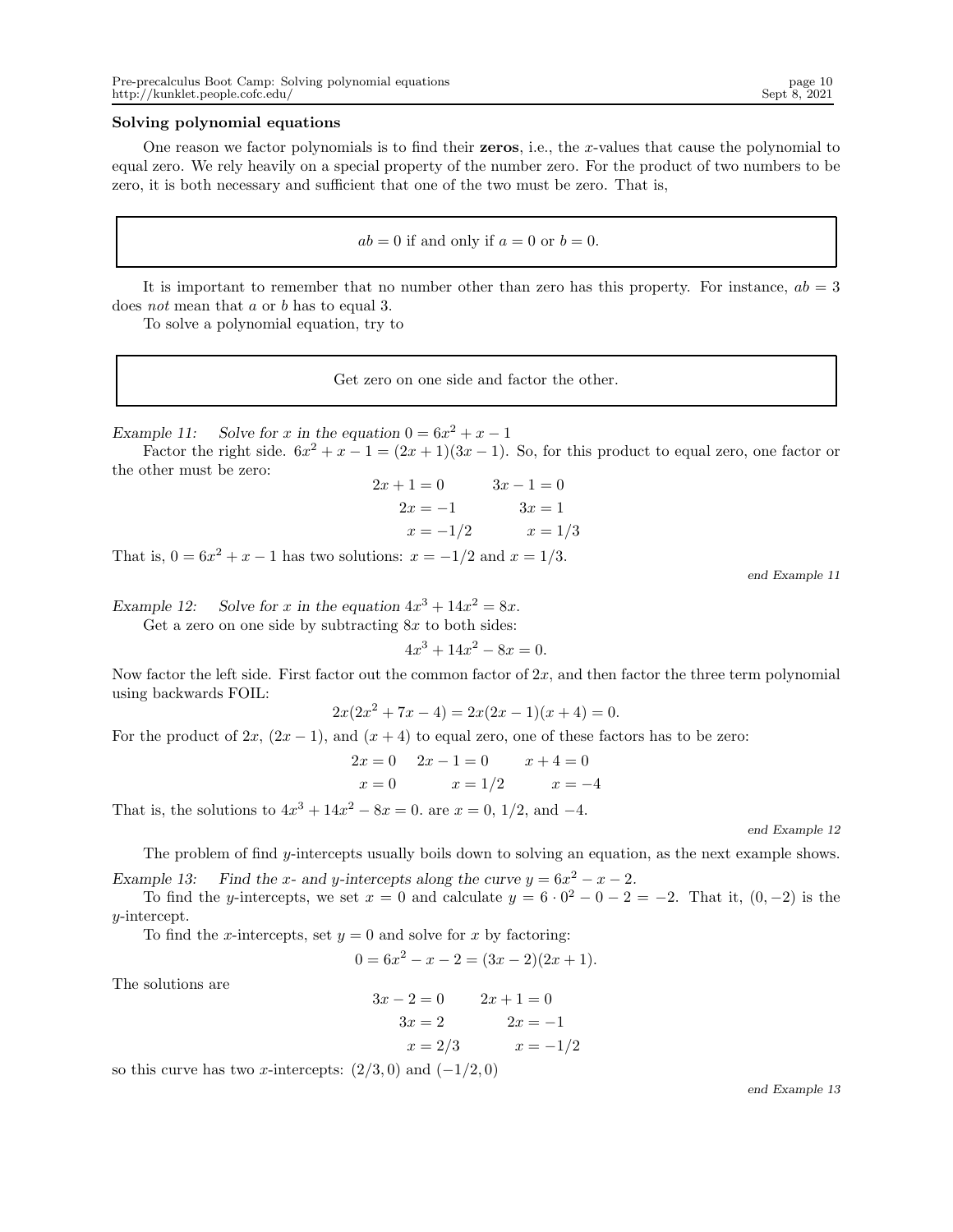### Solving polynomial equations

One reason we factor polynomials is to find their **zeros**, i.e., the $x$-values that cause the polynomial to equal zero. We rely heavily on a special property of the number zero. For the product of two numbers to be zero, it is both necessary and sufficient that one of the two must be zero. That is,

$$ab = 0 \text{ if and only if } a = 0 \text{ or } b = 0.$$

It is important to remember that no number other than zero has this property. For instance, $ab = 3$ does *not* mean that $a$ or $b$ has to equal 3.

To solve a polynomial equation, try to

> Get zero on one side and factor the other.

*Example 11: Solve for $x$ in the equation $0 = 6x^2 + x - 1$*

Factor the right side. $6x^2 + x - 1 = (2x + 1)(3x - 1)$. So, for this product to equal zero, one factor or the other must be zero:

$$\begin{aligned} 2x + 1 &= 0 & 3x - 1 &= 0 \\ 2x &= -1 & 3x &= 1 \\ x &= -1/2 & x &= 1/3 \end{aligned}$$

That is, $0 = 6x^2 + x - 1$ has two solutions: $x = -1/2$ and $x = 1/3$.

*end Example 11*

*Example 12: Solve for $x$ in the equation $4x^3 + 14x^2 = 8x$.*

Get a zero on one side by subtracting $8x$ to both sides:

$$4x^3 + 14x^2 - 8x = 0.$$

Now factor the left side. First factor out the common factor of $2x$, and then factor the three term polynomial using backwards FOIL:

$$2x(2x^2 + 7x - 4) = 2x(2x - 1)(x + 4) = 0.$$

For the product of $2x$, $(2x - 1)$, and $(x + 4)$ to equal zero, one of these factors has to be zero:

$$\begin{aligned} 2x &= 0 & 2x - 1 &= 0 & x + 4 &= 0 \\ x &= 0 & x &= 1/2 & x &= -4 \end{aligned}$$

That is, the solutions to $4x^3 + 14x^2 - 8x = 0.$ are $x = 0$, $1/2$, and $-4$.

*end Example 12*

The problem of find $y$-intercepts usually boils down to solving an equation, as the next example shows.

*Example 13: Find the $x$- and $y$-intercepts along the curve $y = 6x^2 - x - 2$.*

To find the $y$-intercepts, we set $x = 0$ and calculate $y = 6 \cdot 0^2 - 0 - 2 = -2$. That it, $(0, -2)$ is the $y$-intercept.

To find the $x$-intercepts, set $y = 0$ and solve for $x$ by factoring:

$$0 = 6x^2 - x - 2 = (3x - 2)(2x + 1).$$

The solutions are

$$\begin{aligned} 3x - 2 &= 0 & 2x + 1 &= 0 \\ 3x &= 2 & 2x &= -1 \\ x &= 2/3 & x &= -1/2 \end{aligned}$$

so this curve has two $x$-intercepts: $(2/3, 0)$ and $(-1/2, 0)$

*end Example 13*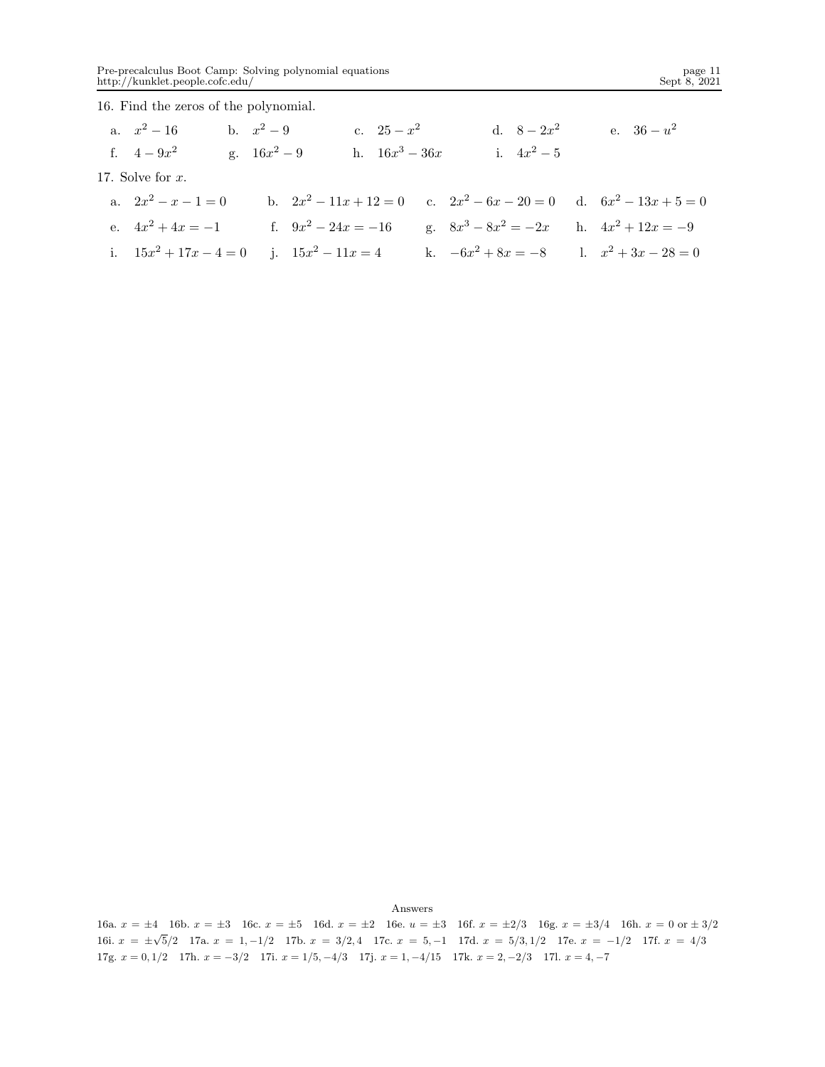16. Find the zeros of the polynomial.

a. $x^2 - 16$  b. $x^2 - 9$  c. $25 - x^2$  d. $8 - 2x^2$  e. $36 - u^2$

f. $4 - 9x^2$  g. $16x^2 - 9$  h. $16x^3 - 36x$  i. $4x^2 - 5$

17. Solve for $x$.

a. $2x^2 - x - 1 = 0$  b. $2x^2 - 11x + 12 = 0$  c. $2x^2 - 6x - 20 = 0$  d. $6x^2 - 13x + 5 = 0$

e. $4x^2 + 4x = -1$  f. $9x^2 - 24x = -16$  g. $8x^3 - 8x^2 = -2x$  h. $4x^2 + 12x = -9$

i. $15x^2 + 17x - 4 = 0$  j. $15x^2 - 11x = 4$  k. $-6x^2 + 8x = -8$  l. $x^2 + 3x - 28 = 0$

Answers

16a. $x = \pm 4$  16b. $x = \pm 3$  16c. $x = \pm 5$  16d. $x = \pm 2$  16e. $u = \pm 3$  16f. $x = \pm 2/3$  16g. $x = \pm 3/4$  16h. $x = 0$ or $\pm 3/2$
16i. $x = \pm\sqrt{5}/2$  17a. $x = 1, -1/2$  17b. $x = 3/2, 4$  17c. $x = 5, -1$  17d. $x = 5/3, 1/2$  17e. $x = -1/2$  17f. $x = 4/3$
17g. $x = 0, 1/2$  17h. $x = -3/2$  17i. $x = 1/5, -4/3$  17j. $x = 1, -4/15$  17k. $x = 2, -2/3$  17l. $x = 4, -7$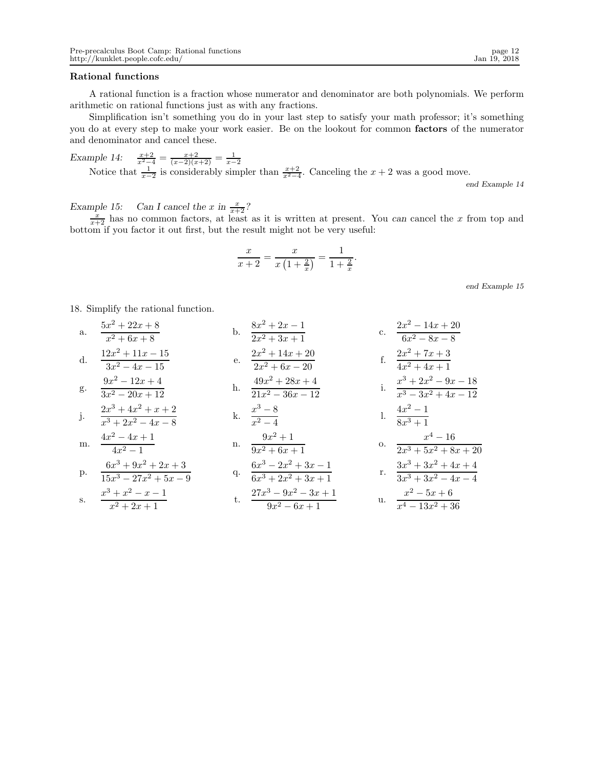### Rational functions

A rational function is a fraction whose numerator and denominator are both polynomials. We perform arithmetic on rational functions just as with any fractions.

Simplification isn't something you do in your last step to satisfy your math professor; it's something you do at every step to make your work easier. Be on the lookout for common **factors** of the numerator and denominator and cancel these.

*Example 14:* $\frac{x+2}{x^2-4} = \frac{x+2}{(x-2)(x+2)} = \frac{1}{x-2}$

Notice that $\frac{1}{x-2}$ is considerably simpler than $\frac{x+2}{x^2-4}$. Canceling the $x+2$ was a good move.

*end Example 14*

*Example 15: Can I cancel the $x$ in $\frac{x}{x+2}$?*

$\frac{x}{x+2}$ has no common factors, at least as it is written at present. You *can* cancel the $x$ from top and bottom if you factor it out first, but the result might not be very useful:

$$\frac{x}{x+2} = \frac{x}{x\left(1+\frac{2}{x}\right)} = \frac{1}{1+\frac{2}{x}}.$$

*end Example 15*

18. Simplify the rational function.

a. $\dfrac{5x^2+22x+8}{x^2+6x+8}$

b. $\dfrac{8x^2+2x-1}{2x^2+3x+1}$

c. $\dfrac{2x^2-14x+20}{6x^2-8x-8}$

d. $\dfrac{12x^2+11x-15}{3x^2-4x-15}$

e. $\dfrac{2x^2+14x+20}{2x^2+6x-20}$

f. $\dfrac{2x^2+7x+3}{4x^2+4x+1}$

g. $\dfrac{9x^2-12x+4}{3x^2-20x+12}$

h. $\dfrac{49x^2+28x+4}{21x^2-36x-12}$

i. $\dfrac{x^3+2x^2-9x-18}{x^3-3x^2+4x-12}$

j. $\dfrac{2x^3+4x^2+x+2}{x^3+2x^2-4x-8}$

k. $\dfrac{x^3-8}{x^2-4}$

l. $\dfrac{4x^2-1}{8x^3+1}$

m. $\dfrac{4x^2-4x+1}{4x^2-1}$

n. $\dfrac{9x^2+1}{9x^2+6x+1}$

o. $\dfrac{x^4-16}{2x^3+5x^2+8x+20}$

p. $\dfrac{6x^3+9x^2+2x+3}{15x^3-27x^2+5x-9}$

q. $\dfrac{6x^3-2x^2+3x-1}{6x^3+2x^2+3x+1}$

r. $\dfrac{3x^3+3x^2+4x+4}{3x^3+3x^2-4x-4}$

s. $\dfrac{x^3+x^2-x-1}{x^2+2x+1}$

t. $\dfrac{27x^3-9x^2-3x+1}{9x^2-6x+1}$

u. $\dfrac{x^2-5x+6}{x^4-13x^2+36}$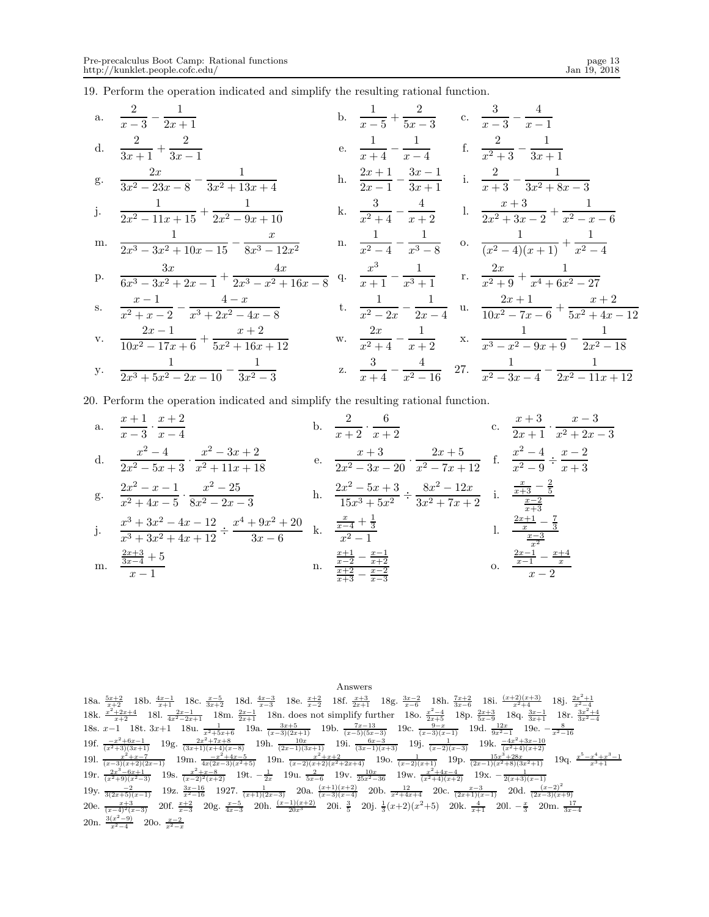19. Perform the operation indicated and simplify the resulting rational function.

a. $\dfrac{2}{x-3} - \dfrac{1}{2x+1}$

b. $\dfrac{1}{x-5} + \dfrac{2}{5x-3}$

c. $\dfrac{3}{x-3} - \dfrac{4}{x-1}$

d. $\dfrac{2}{3x+1} + \dfrac{2}{3x-1}$

e. $\dfrac{1}{x+4} - \dfrac{1}{x-4}$

f. $\dfrac{2}{x^2+3} - \dfrac{1}{3x+1}$

g. $\dfrac{2x}{3x^2-23x-8} - \dfrac{1}{3x^2+13x+4}$

h. $\dfrac{2x+1}{2x-1} - \dfrac{3x-1}{3x+1}$

i. $\dfrac{2}{x+3} - \dfrac{1}{3x^2+8x-3}$

j. $\dfrac{1}{2x^2-11x+15} + \dfrac{1}{2x^2-9x+10}$

k. $\dfrac{3}{x^2+4} - \dfrac{4}{x+2}$

l. $\dfrac{x+3}{2x^2+3x-2} + \dfrac{1}{x^2-x-6}$

m. $\dfrac{1}{2x^3-3x^2+10x-15} - \dfrac{x}{8x^3-12x^2}$

n. $\dfrac{1}{x^2-4} - \dfrac{1}{x^3-8}$

o. $\dfrac{1}{(x^2-4)(x+1)} + \dfrac{1}{x^2-4}$

p. $\dfrac{3x}{6x^3-3x^2+2x-1} + \dfrac{4x}{2x^3-x^2+16x-8}$

q. $\dfrac{x^3}{x+1} - \dfrac{1}{x^3+1}$

r. $\dfrac{2x}{x^2+9} + \dfrac{1}{x^4+6x^2-27}$

s. $\dfrac{x-1}{x^2+x-2} - \dfrac{4-x}{x^3+2x^2-4x-8}$

t. $\dfrac{1}{x^2-2x} - \dfrac{1}{2x-4}$

u. $\dfrac{2x+1}{10x^2-7x-6} + \dfrac{x+2}{5x^2+4x-12}$

v. $\dfrac{2x-1}{10x^2-17x+6} + \dfrac{x+2}{5x^2+16x+12}$

w. $\dfrac{2x}{x^2+4} - \dfrac{1}{x+2}$

x. $\dfrac{1}{x^3-x^2-9x+9} - \dfrac{1}{2x^2-18}$

y. $\dfrac{1}{2x^3+5x^2-2x-10} - \dfrac{1}{3x^2-3}$

z. $\dfrac{3}{x+4} - \dfrac{4}{x^2-16}$

27. $\dfrac{1}{x^2-3x-4} - \dfrac{1}{2x^2-11x+12}$

20. Perform the operation indicated and simplify the resulting rational function.

a. $\dfrac{x+1}{x-3} \cdot \dfrac{x+2}{x-4}$

b. $\dfrac{2}{x+2} \cdot \dfrac{6}{x+2}$

c. $\dfrac{x+3}{2x+1} \cdot \dfrac{x-3}{x^2+2x-3}$

d. $\dfrac{x^2-4}{2x^2-5x+3} \cdot \dfrac{x^2-3x+2}{x^2+11x+18}$

e. $\dfrac{x+3}{2x^2-3x-20} \cdot \dfrac{2x+5}{x^2-7x+12}$

f. $\dfrac{x^2-4}{x^2-9} \div \dfrac{x-2}{x+3}$

g. $\dfrac{2x^2-x-1}{x^2+4x-5} \cdot \dfrac{x^2-25}{8x^2-2x-3}$

h. $\dfrac{2x^2-5x+3}{15x^3+5x^2} \div \dfrac{8x^2-12x}{3x^2+7x+2}$

i. $\dfrac{\frac{x}{x+3} - \frac{2}{5}}{\frac{x-2}{x+3}}$

j. $\dfrac{x^3+3x^2-4x-12}{x^3+3x^2+4x+12} \div \dfrac{x^4+9x^2+20}{3x-6}$

k. $\dfrac{\frac{x}{x-4} + \frac{1}{3}}{x^2-1}$

l. $\dfrac{\frac{2x+1}{x} - \frac{7}{3}}{\frac{x-3}{x^2}}$

m. $\dfrac{\frac{2x+3}{3x-4} + 5}{x-1}$

n. $\dfrac{\frac{x+1}{x-2} - \frac{x-1}{x+2}}{\frac{x+2}{x+3} - \frac{x-2}{x-3}}$

o. $\dfrac{\frac{2x-1}{x-1} - \frac{x+4}{x}}{x-2}$

Answers

18a. $\frac{5x+2}{x+2}$ 18b. $\frac{4x-1}{x+1}$ 18c. $\frac{x-5}{3x+2}$ 18d. $\frac{4x-3}{x-3}$ 18e. $\frac{x+2}{x-2}$ 18f. $\frac{x+3}{2x+1}$ 18g. $\frac{3x-2}{x-6}$ 18h. $\frac{7x+2}{3x-6}$ 18i. $\frac{(x+2)(x+3)}{x^2+4}$ 18j. $\frac{2x^2+1}{x^2-4}$ 18k. $\frac{x^2+2x+4}{x+2}$ 18l. $\frac{2x-1}{4x^2-2x+1}$ 18m. $\frac{2x-1}{2x+1}$ 18n. does not simplify further 18o. $\frac{x^2-4}{2x+5}$ 18p. $\frac{2x+3}{5x-9}$ 18q. $\frac{3x-1}{3x+1}$ 18r. $\frac{3x^2+4}{3x^2-4}$ 18s. $x-1$ 18t. $3x+1$ 18u. $\frac{1}{x^2+5x+6}$ 19a. $\frac{3x+5}{(x-3)(2x+1)}$ 19b. $\frac{7x-13}{(x-5)(5x-3)}$ 19c. $\frac{9-x}{(x-3)(x-1)}$ 19d. $\frac{12x}{9x^2-1}$ 19e. $-\frac{8}{x^2-16}$ 19f. $\frac{-x^2+6x-1}{(x^2+3)(3x+1)}$ 19g. $\frac{2x^2+7x+8}{(3x+1)(x+4)(x-8)}$ 19h. $\frac{10x}{(2x-1)(3x+1)}$ 19i. $\frac{6x-3}{(3x-1)(x+3)}$ 19j. $\frac{1}{(x-2)(x-3)}$ 19k. $\frac{-4x^2+3x-10}{(x^2+4)(x+2)}$ 19l. $\frac{x^2+x-7}{(x-3)(x+2)(2x-1)}$ 19m. $\frac{-x^2+4x-5}{4x(2x-3)(x^2+5)}$ 19n. $\frac{x^2+x+2}{(x-2)(x+2)(x^2+2x+4)}$ 19o. $\frac{1}{(x-2)(x+1)}$ 19p. $\frac{15x^3+28x}{(2x-1)(x^2+8)(3x^2+1)}$ 19q. $\frac{x^5-x^4+x^3-1}{x^3+1}$ 19r. $\frac{2x^3-6x+1}{(x^2+9)(x^2-3)}$ 19s. $\frac{x^2+x-8}{(x-2)^2(x+2)}$ 19t. $-\frac{1}{2x}$ 19u. $\frac{2}{5x-6}$ 19v. $\frac{10x}{25x^2-36}$ 19w. $\frac{x^2+4x-4}{(x^2+4)(x+2)}$ 19x. $-\frac{1}{2(x+3)(x-1)}$ 19y. $\frac{-2}{3(2x+5)(x-1)}$ 19z. $\frac{3x-16}{x^2-16}$ 1927. $\frac{1}{(x+1)(2x-3)}$ 20a. $\frac{(x+1)(x+2)}{(x-3)(x-4)}$ 20b. $\frac{12}{x^2+4x+4}$ 20c. $\frac{x-3}{(2x+1)(x-1)}$ 20d. $\frac{(x-2)^2}{(2x-3)(x+9)}$ 20e. $\frac{x+3}{(x-4)^2(x-3)}$ 20f. $\frac{x+2}{x-3}$ 20g. $\frac{x-5}{4x-3}$ 20h. $\frac{(x-1)(x+2)}{20x^3}$ 20i. $\frac{3}{5}$ 20j. $\frac{1}{3}(x+2)(x^2+5)$ 20k. $\frac{4}{x+1}$ 20l. $-\frac{x}{3}$ 20m. $\frac{17}{3x-4}$ 20n. $\frac{3(x^2-9)}{x^2-4}$ 20o. $\frac{x-2}{x^2-x}$